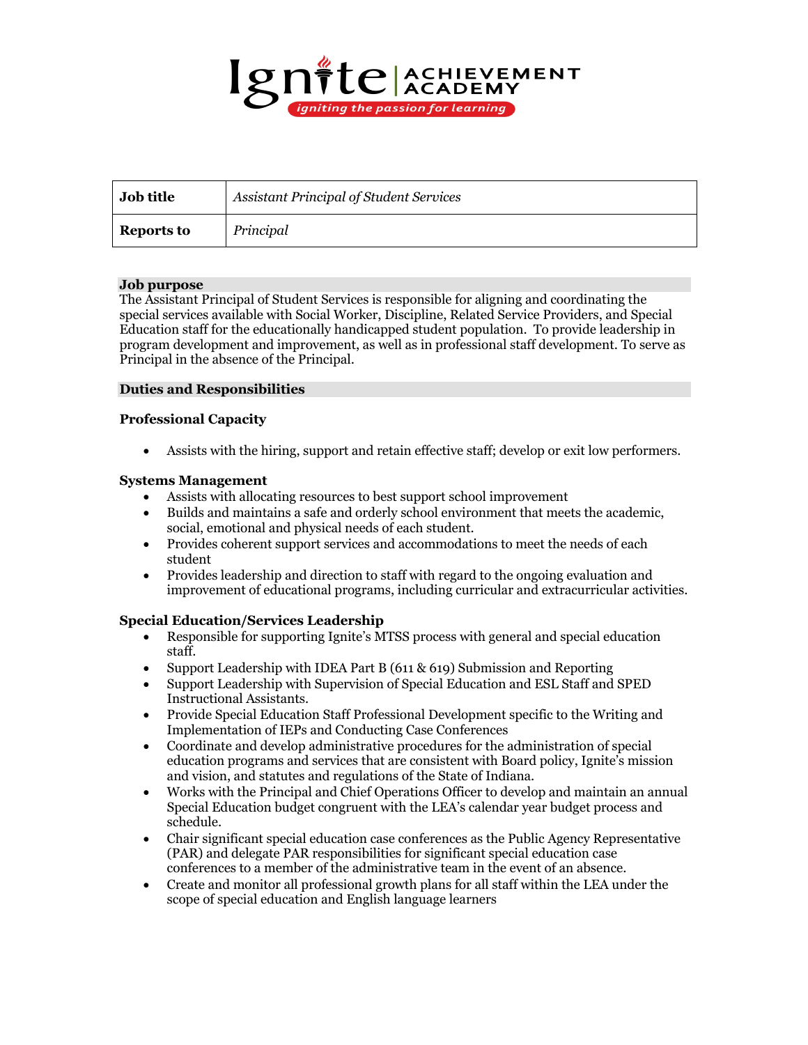Ignite | ACHIEVEMENT ACADEMY

*igniting the passion for learning*

| **Job title** | *Assistant Principal of Student Services* |
|---|---|
| **Reports to** | *Principal* |

**Job purpose**

The Assistant Principal of Student Services is responsible for aligning and coordinating the special services available with Social Worker, Discipline, Related Service Providers, and Special Education staff for the educationally handicapped student population. To provide leadership in program development and improvement, as well as in professional staff development. To serve as Principal in the absence of the Principal.

**Duties and Responsibilities**

**Professional Capacity**

- Assists with the hiring, support and retain effective staff; develop or exit low performers.

**Systems Management**

- Assists with allocating resources to best support school improvement
- Builds and maintains a safe and orderly school environment that meets the academic, social, emotional and physical needs of each student.
- Provides coherent support services and accommodations to meet the needs of each student
- Provides leadership and direction to staff with regard to the ongoing evaluation and improvement of educational programs, including curricular and extracurricular activities.

**Special Education/Services Leadership**

- Responsible for supporting Ignite's MTSS process with general and special education staff.
- Support Leadership with IDEA Part B (611 & 619) Submission and Reporting
- Support Leadership with Supervision of Special Education and ESL Staff and SPED Instructional Assistants.
- Provide Special Education Staff Professional Development specific to the Writing and Implementation of IEPs and Conducting Case Conferences
- Coordinate and develop administrative procedures for the administration of special education programs and services that are consistent with Board policy, Ignite's mission and vision, and statutes and regulations of the State of Indiana.
- Works with the Principal and Chief Operations Officer to develop and maintain an annual Special Education budget congruent with the LEA's calendar year budget process and schedule.
- Chair significant special education case conferences as the Public Agency Representative (PAR) and delegate PAR responsibilities for significant special education case conferences to a member of the administrative team in the event of an absence.
- Create and monitor all professional growth plans for all staff within the LEA under the scope of special education and English language learners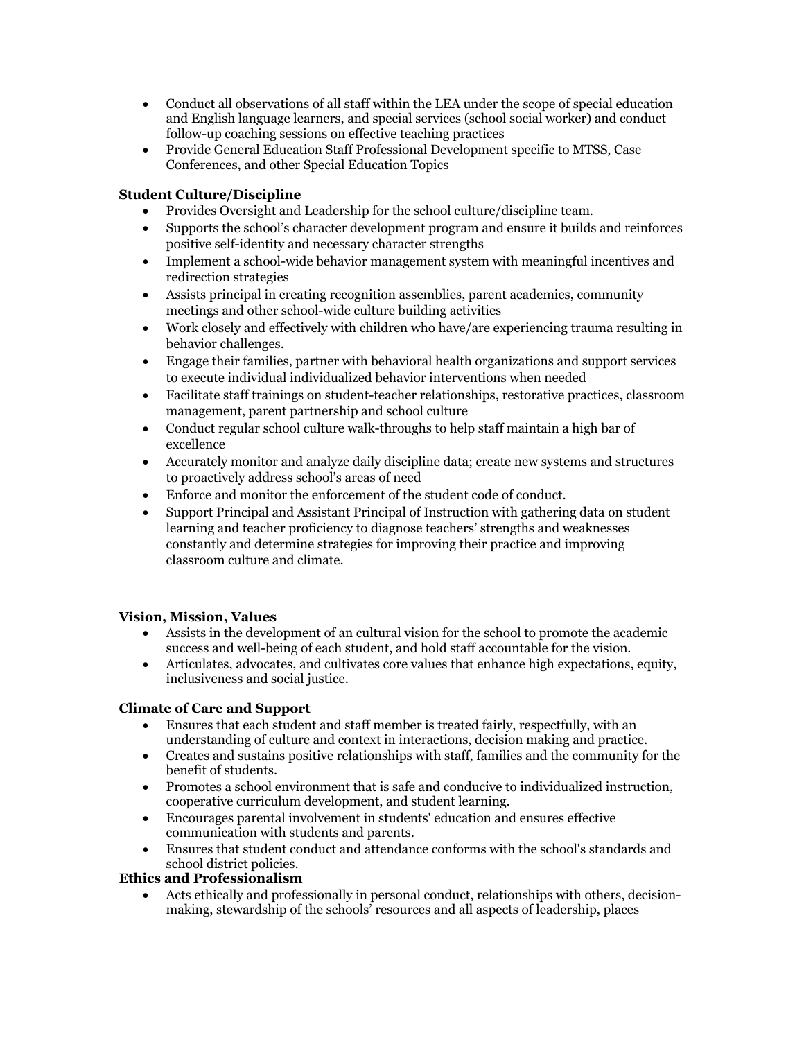- Conduct all observations of all staff within the LEA under the scope of special education and English language learners, and special services (school social worker) and conduct follow-up coaching sessions on effective teaching practices
- Provide General Education Staff Professional Development specific to MTSS, Case Conferences, and other Special Education Topics

**Student Culture/Discipline**

- Provides Oversight and Leadership for the school culture/discipline team.
- Supports the school's character development program and ensure it builds and reinforces positive self-identity and necessary character strengths
- Implement a school-wide behavior management system with meaningful incentives and redirection strategies
- Assists principal in creating recognition assemblies, parent academies, community meetings and other school-wide culture building activities
- Work closely and effectively with children who have/are experiencing trauma resulting in behavior challenges.
- Engage their families, partner with behavioral health organizations and support services to execute individual individualized behavior interventions when needed
- Facilitate staff trainings on student-teacher relationships, restorative practices, classroom management, parent partnership and school culture
- Conduct regular school culture walk-throughs to help staff maintain a high bar of excellence
- Accurately monitor and analyze daily discipline data; create new systems and structures to proactively address school's areas of need
- Enforce and monitor the enforcement of the student code of conduct.
- Support Principal and Assistant Principal of Instruction with gathering data on student learning and teacher proficiency to diagnose teachers' strengths and weaknesses constantly and determine strategies for improving their practice and improving classroom culture and climate.

**Vision, Mission, Values**

- Assists in the development of an cultural vision for the school to promote the academic success and well-being of each student, and hold staff accountable for the vision.
- Articulates, advocates, and cultivates core values that enhance high expectations, equity, inclusiveness and social justice.

**Climate of Care and Support**

- Ensures that each student and staff member is treated fairly, respectfully, with an understanding of culture and context in interactions, decision making and practice.
- Creates and sustains positive relationships with staff, families and the community for the benefit of students.
- Promotes a school environment that is safe and conducive to individualized instruction, cooperative curriculum development, and student learning.
- Encourages parental involvement in students' education and ensures effective communication with students and parents.
- Ensures that student conduct and attendance conforms with the school's standards and school district policies.

**Ethics and Professionalism**

- Acts ethically and professionally in personal conduct, relationships with others, decision-making, stewardship of the schools' resources and all aspects of leadership, places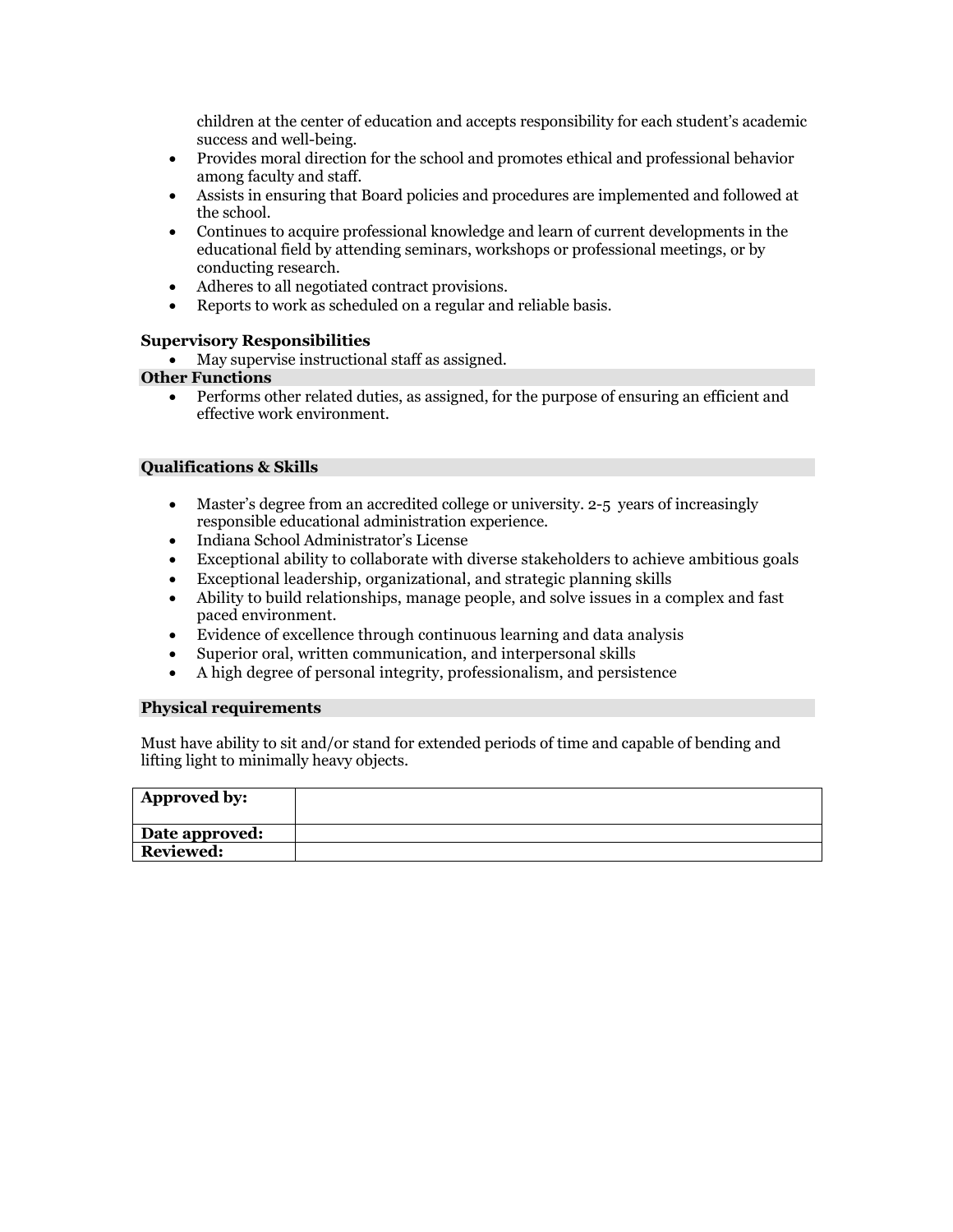children at the center of education and accepts responsibility for each student's academic success and well-being.
- Provides moral direction for the school and promotes ethical and professional behavior among faculty and staff.
- Assists in ensuring that Board policies and procedures are implemented and followed at the school.
- Continues to acquire professional knowledge and learn of current developments in the educational field by attending seminars, workshops or professional meetings, or by conducting research.
- Adheres to all negotiated contract provisions.
- Reports to work as scheduled on a regular and reliable basis.

**Supervisory Responsibilities**

- May supervise instructional staff as assigned.

**Other Functions**

- Performs other related duties, as assigned, for the purpose of ensuring an efficient and effective work environment.

**Qualifications & Skills**

- Master's degree from an accredited college or university. 2-5 years of increasingly responsible educational administration experience.
- Indiana School Administrator's License
- Exceptional ability to collaborate with diverse stakeholders to achieve ambitious goals
- Exceptional leadership, organizational, and strategic planning skills
- Ability to build relationships, manage people, and solve issues in a complex and fast paced environment.
- Evidence of excellence through continuous learning and data analysis
- Superior oral, written communication, and interpersonal skills
- A high degree of personal integrity, professionalism, and persistence

**Physical requirements**

Must have ability to sit and/or stand for extended periods of time and capable of bending and lifting light to minimally heavy objects.

| | |
|---|---|
| **Approved by:** | |
| **Date approved:** | |
| **Reviewed:** | |